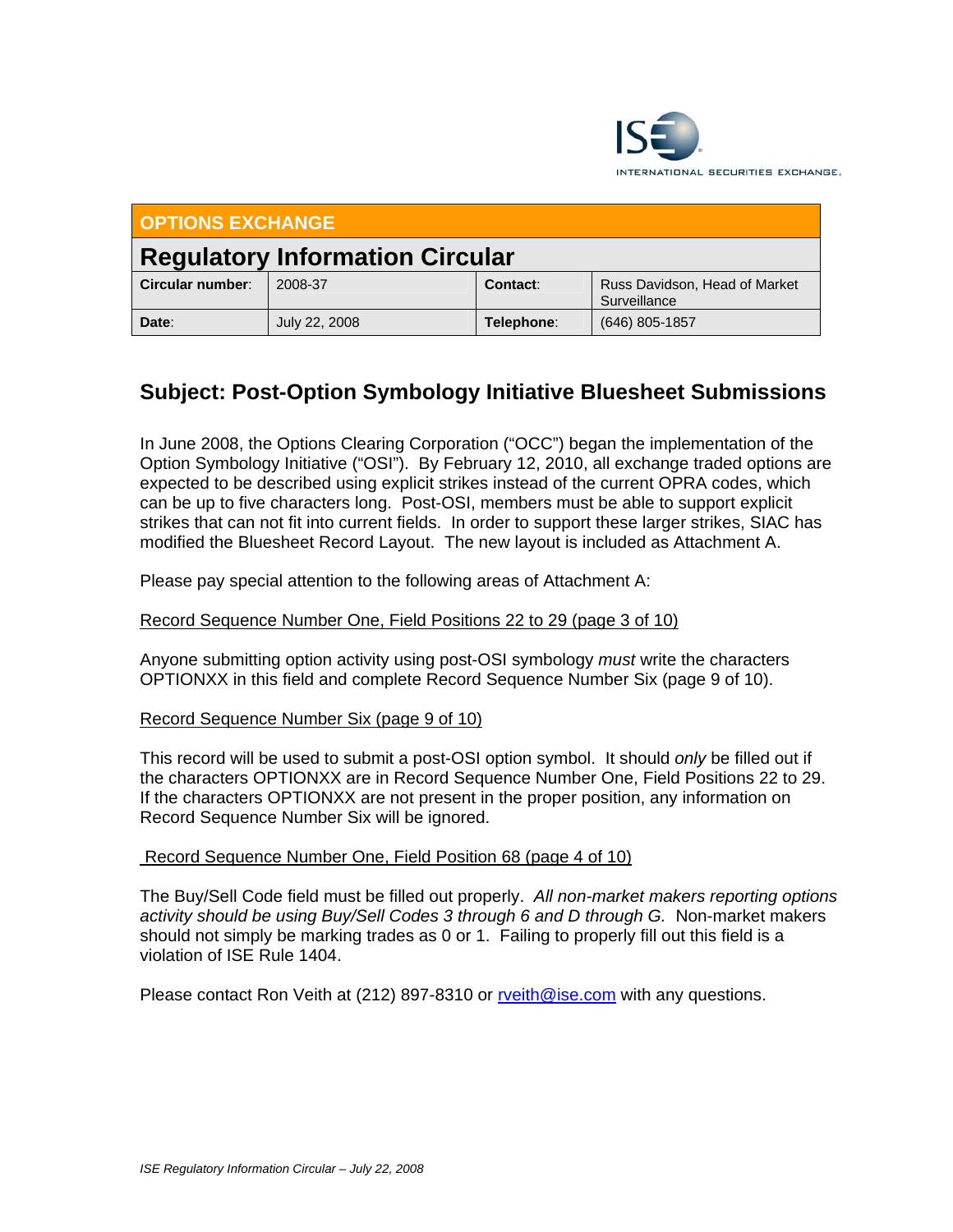## OPTIONS EXCHANGE

# Regulatory Information Circular

| | | | |
|---|---|---|---|
| **Circular number**: | 2008-37 | **Contact**: | Russ Davidson, Head of Market Surveillance |
| **Date**: | July 22, 2008 | **Telephone**: | (646) 805-1857 |

## Subject: Post-Option Symbology Initiative Bluesheet Submissions

In June 2008, the Options Clearing Corporation ("OCC") began the implementation of the Option Symbology Initiative ("OSI"). By February 12, 2010, all exchange traded options are expected to be described using explicit strikes instead of the current OPRA codes, which can be up to five characters long. Post-OSI, members must be able to support explicit strikes that can not fit into current fields. In order to support these larger strikes, SIAC has modified the Bluesheet Record Layout. The new layout is included as Attachment A.

Please pay special attention to the following areas of Attachment A:

Record Sequence Number One, Field Positions 22 to 29 (page 3 of 10)

Anyone submitting option activity using post-OSI symbology *must* write the characters OPTIONXX in this field and complete Record Sequence Number Six (page 9 of 10).

Record Sequence Number Six (page 9 of 10)

This record will be used to submit a post-OSI option symbol. It should *only* be filled out if the characters OPTIONXX are in Record Sequence Number One, Field Positions 22 to 29. If the characters OPTIONXX are not present in the proper position, any information on Record Sequence Number Six will be ignored.

Record Sequence Number One, Field Position 68 (page 4 of 10)

The Buy/Sell Code field must be filled out properly. *All non-market makers reporting options activity should be using Buy/Sell Codes 3 through 6 and D through G.* Non-market makers should not simply be marking trades as 0 or 1. Failing to properly fill out this field is a violation of ISE Rule 1404.

Please contact Ron Veith at (212) 897-8310 or rveith@ise.com with any questions.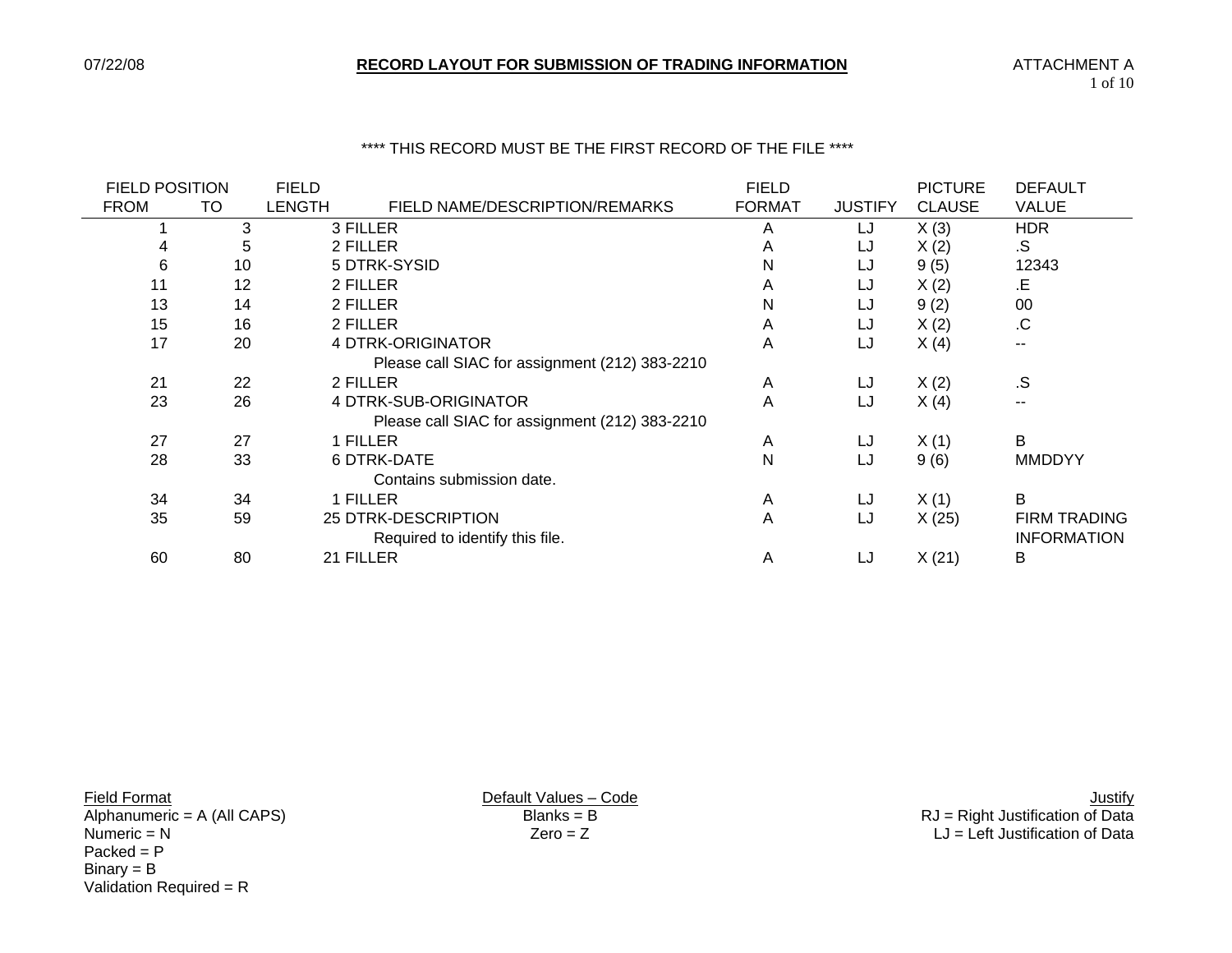07/22/08

# RECORD LAYOUT FOR SUBMISSION OF TRADING INFORMATION

ATTACHMENT A

**** THIS RECORD MUST BE THE FIRST RECORD OF THE FILE ****

| FIELD POSITION FROM | TO | FIELD LENGTH | FIELD NAME/DESCRIPTION/REMARKS | FIELD FORMAT | JUSTIFY | PICTURE CLAUSE | DEFAULT VALUE |
|---|---|---|---|---|---|---|---|
| 1 | 3 | 3 | FILLER | A | LJ | X (3) | HDR |
| 4 | 5 | 2 | FILLER | A | LJ | X (2) | .S |
| 6 | 10 | 5 | DTRK-SYSID | N | LJ | 9 (5) | 12343 |
| 11 | 12 | 2 | FILLER | A | LJ | X (2) | .E |
| 13 | 14 | 2 | FILLER | N | LJ | 9 (2) | 00 |
| 15 | 16 | 2 | FILLER | A | LJ | X (2) | .C |
| 17 | 20 | 4 | DTRK-ORIGINATOR<br>Please call SIAC for assignment (212) 383-2210 | A | LJ | X (4) | -- |
| 21 | 22 | 2 | FILLER | A | LJ | X (2) | .S |
| 23 | 26 | 4 | DTRK-SUB-ORIGINATOR<br>Please call SIAC for assignment (212) 383-2210 | A | LJ | X (4) | -- |
| 27 | 27 | 1 | FILLER | A | LJ | X (1) | B |
| 28 | 33 | 6 | DTRK-DATE<br>Contains submission date. | N | LJ | 9 (6) | MMDDYY |
| 34 | 34 | 1 | FILLER | A | LJ | X (1) | B |
| 35 | 59 | 25 | DTRK-DESCRIPTION<br>Required to identify this file. | A | LJ | X (25) | FIRM TRADING INFORMATION |
| 60 | 80 | 21 | FILLER | A | LJ | X (21) | B |

Field Format
Alphanumeric = A (All CAPS)
Numeric = N
Packed = P
Binary = B
Validation Required = R

Default Values – Code
Blanks = B
Zero = Z

Justify
RJ = Right Justification of Data
LJ = Left Justification of Data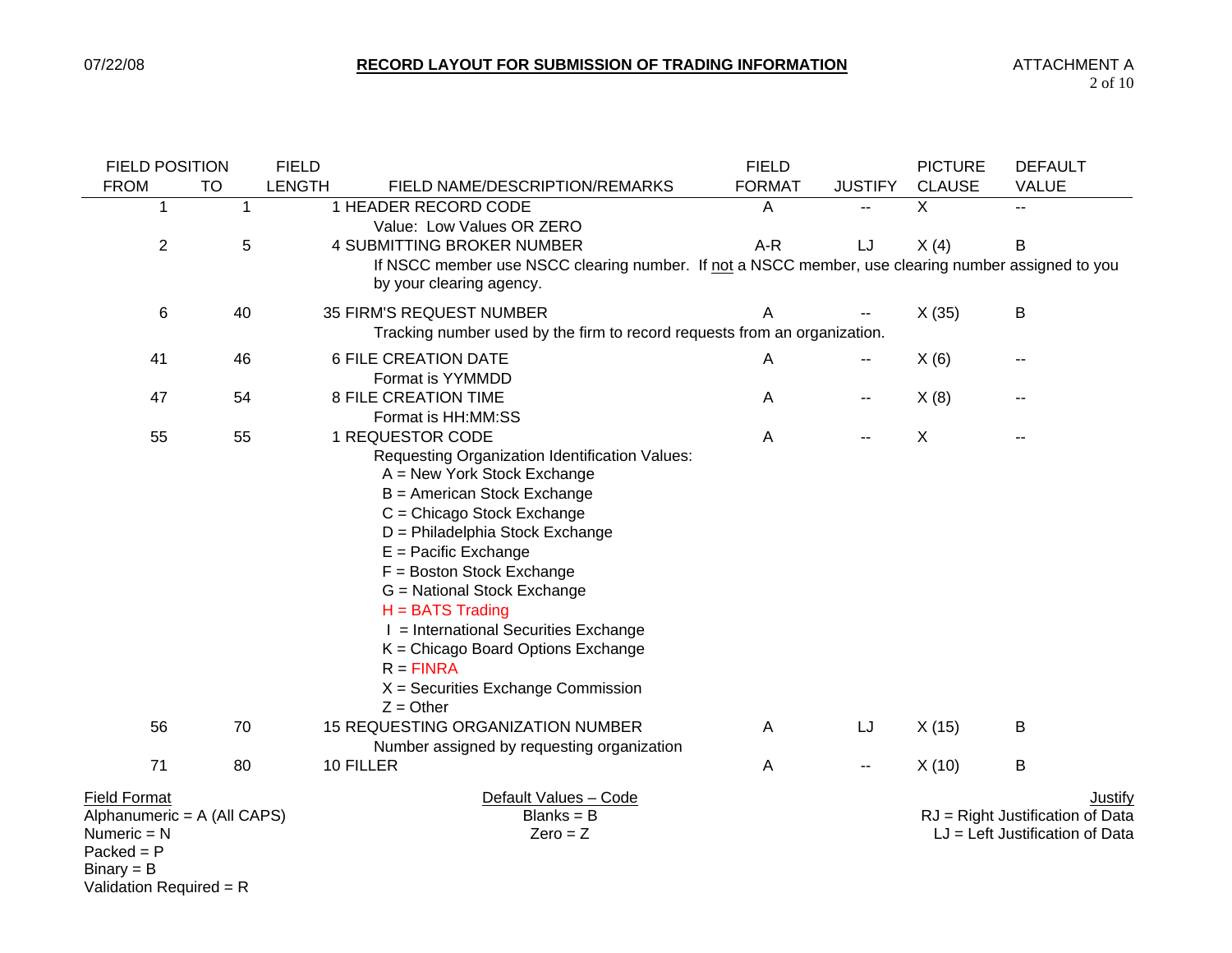# RECORD LAYOUT FOR SUBMISSION OF TRADING INFORMATION

ATTACHMENT A

| FIELD POSITION FROM | TO | FIELD LENGTH | FIELD NAME/DESCRIPTION/REMARKS | FIELD FORMAT | JUSTIFY | PICTURE CLAUSE | DEFAULT VALUE |
|---|---|---|---|---|---|---|---|
| 1 | 1 | 1 | HEADER RECORD CODE<br>Value: Low Values OR ZERO | A | -- | X | -- |
| 2 | 5 | 4 | SUBMITTING BROKER NUMBER<br>If NSCC member use NSCC clearing number. If not a NSCC member, use clearing number assigned to you by your clearing agency. | A-R | LJ | X (4) | B |
| 6 | 40 | 35 | FIRM'S REQUEST NUMBER<br>Tracking number used by the firm to record requests from an organization. | A | -- | X (35) | B |
| 41 | 46 | 6 | FILE CREATION DATE<br>Format is YYMMDD | A | -- | X (6) | -- |
| 47 | 54 | 8 | FILE CREATION TIME<br>Format is HH:MM:SS | A | -- | X (8) | -- |
| 55 | 55 | 1 | REQUESTOR CODE<br>Requesting Organization Identification Values:<br>A = New York Stock Exchange<br>B = American Stock Exchange<br>C = Chicago Stock Exchange<br>D = Philadelphia Stock Exchange<br>E = Pacific Exchange<br>F = Boston Stock Exchange<br>G = National Stock Exchange<br>H = BATS Trading<br>I = International Securities Exchange<br>K = Chicago Board Options Exchange<br>R = FINRA<br>X = Securities Exchange Commission<br>Z = Other | A | -- | X | -- |
| 56 | 70 | 15 | REQUESTING ORGANIZATION NUMBER<br>Number assigned by requesting organization | A | LJ | X (15) | B |
| 71 | 80 | 10 | FILLER | A | -- | X (10) | B |

**Field Format**
Alphanumeric = A (All CAPS)
Numeric = N
Packed = P
Binary = B
Validation Required = R

**Default Values – Code**
Blanks = B
Zero = Z

**Justify**
RJ = Right Justification of Data
LJ = Left Justification of Data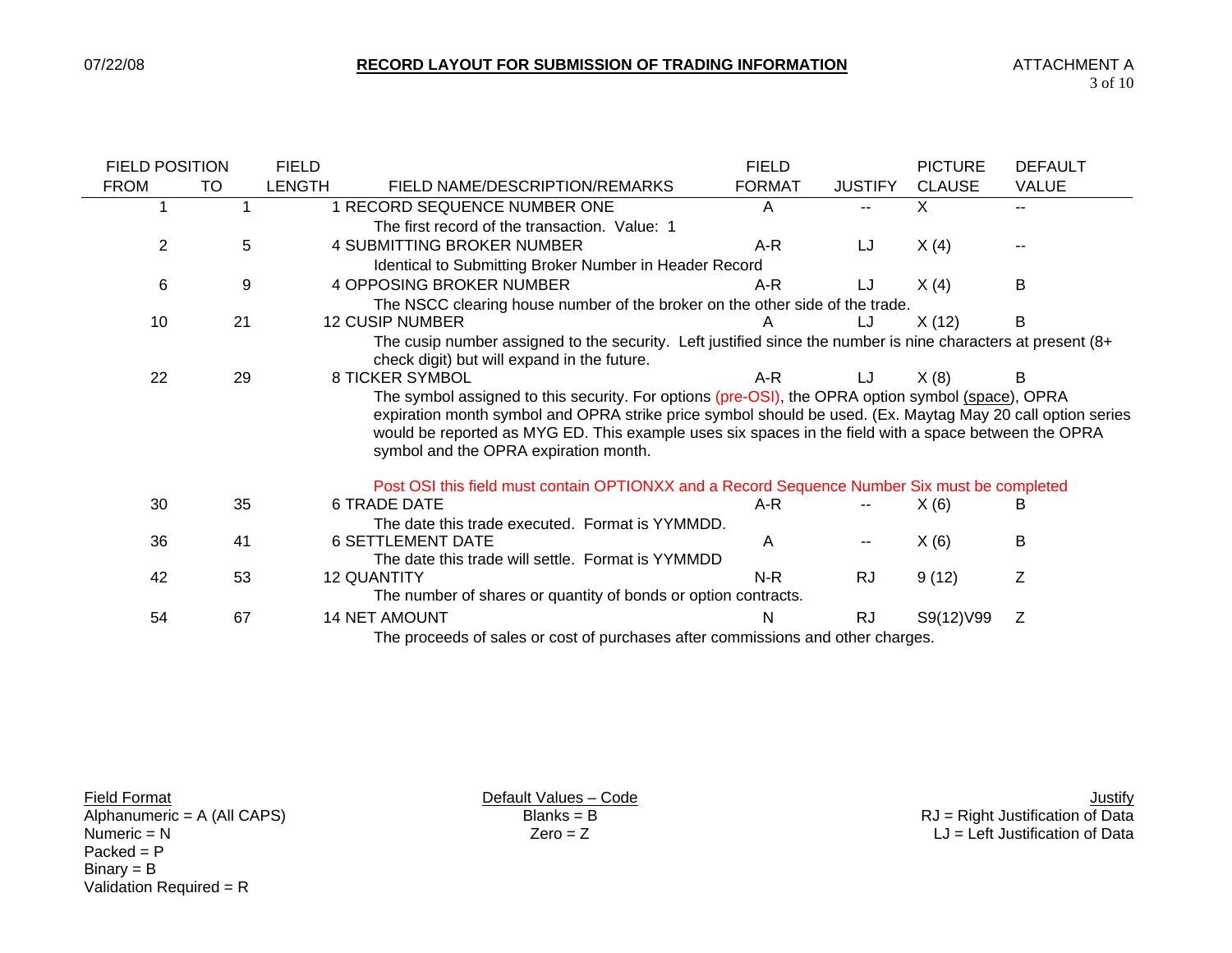# RECORD LAYOUT FOR SUBMISSION OF TRADING INFORMATION

| FIELD POSITION FROM | TO | FIELD LENGTH | FIELD NAME/DESCRIPTION/REMARKS | FIELD FORMAT | JUSTIFY | PICTURE CLAUSE | DEFAULT VALUE |
|---|---|---|---|---|---|---|---|
| 1 | 1 | 1 | RECORD SEQUENCE NUMBER ONE<br>The first record of the transaction. Value: 1 | A | -- | X | -- |
| 2 | 5 | 4 | SUBMITTING BROKER NUMBER<br>Identical to Submitting Broker Number in Header Record | A-R | LJ | X (4) | -- |
| 6 | 9 | 4 | OPPOSING BROKER NUMBER<br>The NSCC clearing house number of the broker on the other side of the trade. | A-R | LJ | X (4) | B |
| 10 | 21 | 12 | CUSIP NUMBER<br>The cusip number assigned to the security. Left justified since the number is nine characters at present (8+ check digit) but will expand in the future. | A | LJ | X (12) | B |
| 22 | 29 | 8 | TICKER SYMBOL<br>The symbol assigned to this security. For options (pre-OSI), the OPRA option symbol (space), OPRA expiration month symbol and OPRA strike price symbol should be used. (Ex. Maytag May 20 call option series would be reported as MYG ED. This example uses six spaces in the field with a space between the OPRA symbol and the OPRA expiration month.<br><br>Post OSI this field must contain OPTIONXX and a Record Sequence Number Six must be completed | A-R | LJ | X (8) | B |
| 30 | 35 | 6 | TRADE DATE<br>The date this trade executed. Format is YYMMDD. | A-R | -- | X (6) | B |
| 36 | 41 | 6 | SETTLEMENT DATE<br>The date this trade will settle. Format is YYMMDD | A | -- | X (6) | B |
| 42 | 53 | 12 | QUANTITY<br>The number of shares or quantity of bonds or option contracts. | N-R | RJ | 9 (12) | Z |
| 54 | 67 | 14 | NET AMOUNT<br>The proceeds of sales or cost of purchases after commissions and other charges. | N | RJ | S9(12)V99 | Z |

Field Format
Alphanumeric = A (All CAPS)
Numeric = N
Packed = P
Binary = B
Validation Required = R

Default Values – Code
Blanks = B
Zero = Z

Justify
RJ = Right Justification of Data
LJ = Left Justification of Data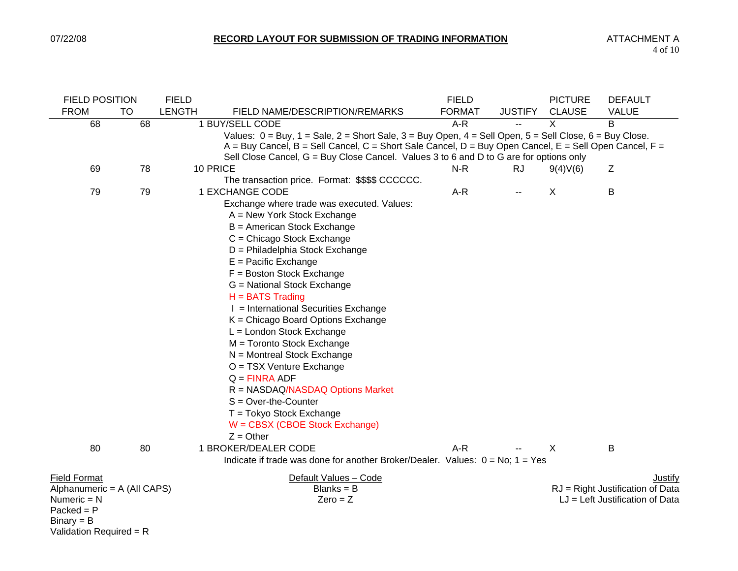# RECORD LAYOUT FOR SUBMISSION OF TRADING INFORMATION

| FIELD POSITION FROM | TO | FIELD LENGTH | FIELD NAME/DESCRIPTION/REMARKS | FIELD FORMAT | JUSTIFY | PICTURE CLAUSE | DEFAULT VALUE |
|---|---|---|---|---|---|---|---|
| 68 | 68 | 1 | BUY/SELL CODE<br>Values: 0 = Buy, 1 = Sale, 2 = Short Sale, 3 = Buy Open, 4 = Sell Open, 5 = Sell Close, 6 = Buy Close. A = Buy Cancel, B = Sell Cancel, C = Short Sale Cancel, D = Buy Open Cancel, E = Sell Open Cancel, F = Sell Close Cancel, G = Buy Close Cancel. Values 3 to 6 and D to G are for options only | A-R | -- | X | B |
| 69 | 78 | 10 | PRICE<br>The transaction price. Format: $$$$ CCCCCC. | N-R | RJ | 9(4)V(6) | Z |
| 79 | 79 | 1 | EXCHANGE CODE<br>Exchange where trade was executed. Values:<br>A = New York Stock Exchange<br>B = American Stock Exchange<br>C = Chicago Stock Exchange<br>D = Philadelphia Stock Exchange<br>E = Pacific Exchange<br>F = Boston Stock Exchange<br>G = National Stock Exchange<br>H = BATS Trading<br>I = International Securities Exchange<br>K = Chicago Board Options Exchange<br>L = London Stock Exchange<br>M = Toronto Stock Exchange<br>N = Montreal Stock Exchange<br>O = TSX Venture Exchange<br>Q = FINRA ADF<br>R = NASDAQ/NASDAQ Options Market<br>S = Over-the-Counter<br>T = Tokyo Stock Exchange<br>W = CBSX (CBOE Stock Exchange)<br>Z = Other | A-R | -- | X | B |
| 80 | 80 | 1 | BROKER/DEALER CODE<br>Indicate if trade was done for another Broker/Dealer. Values: 0 = No; 1 = Yes | A-R | -- | X | B |

**Field Format**
Alphanumeric = A (All CAPS)
Numeric = N
Packed = P
Binary = B
Validation Required = R

**Default Values – Code**
Blanks = B
Zero = Z

**Justify**
RJ = Right Justification of Data
LJ = Left Justification of Data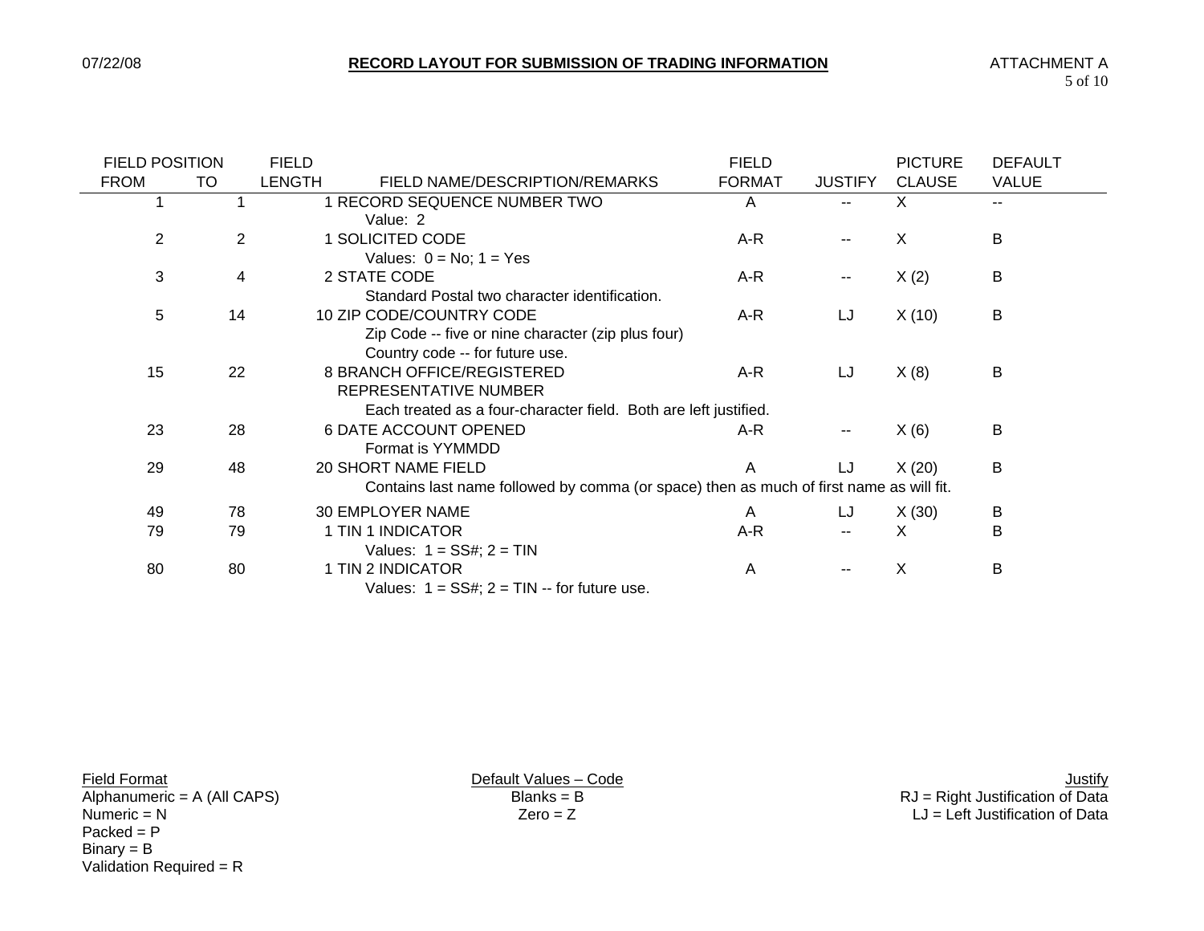# RECORD LAYOUT FOR SUBMISSION OF TRADING INFORMATION

| FIELD POSITION FROM | TO | FIELD LENGTH | FIELD NAME/DESCRIPTION/REMARKS | FIELD FORMAT | JUSTIFY | PICTURE CLAUSE | DEFAULT VALUE |
|---|---|---|---|---|---|---|---|
| 1 | 1 | 1 | RECORD SEQUENCE NUMBER TWO<br>Value: 2 | A | -- | X | -- |
| 2 | 2 | 1 | SOLICITED CODE<br>Values: 0 = No; 1 = Yes | A-R | -- | X | B |
| 3 | 4 | 2 | STATE CODE<br>Standard Postal two character identification. | A-R | -- | X (2) | B |
| 5 | 14 | 10 | ZIP CODE/COUNTRY CODE<br>Zip Code -- five or nine character (zip plus four)<br>Country code -- for future use. | A-R | LJ | X (10) | B |
| 15 | 22 | 8 | BRANCH OFFICE/REGISTERED REPRESENTATIVE NUMBER<br>Each treated as a four-character field. Both are left justified. | A-R | LJ | X (8) | B |
| 23 | 28 | 6 | DATE ACCOUNT OPENED<br>Format is YYMMDD | A-R | -- | X (6) | B |
| 29 | 48 | 20 | SHORT NAME FIELD<br>Contains last name followed by comma (or space) then as much of first name as will fit. | A | LJ | X (20) | B |
| 49 | 78 | 30 | EMPLOYER NAME | A | LJ | X (30) | B |
| 79 | 79 | 1 | TIN 1 INDICATOR<br>Values: 1 = SS#; 2 = TIN | A-R | -- | X | B |
| 80 | 80 | 1 | TIN 2 INDICATOR<br>Values: 1 = SS#; 2 = TIN -- for future use. | A | -- | X | B |

**Field Format**
Alphanumeric = A (All CAPS)
Numeric = N
Packed = P
Binary = B
Validation Required = R

**Default Values – Code**
Blanks = B
Zero = Z

**Justify**
RJ = Right Justification of Data
LJ = Left Justification of Data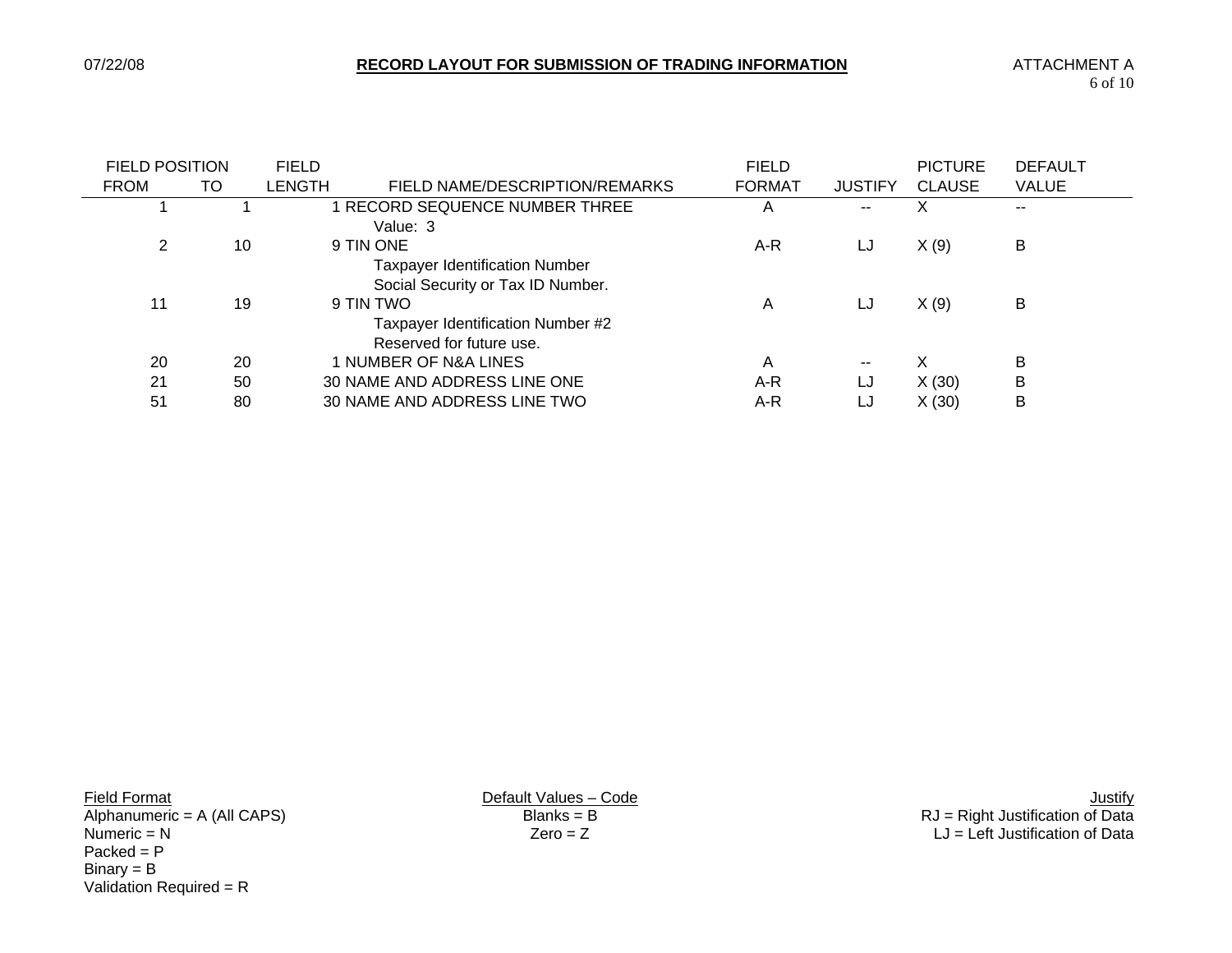**RECORD LAYOUT FOR SUBMISSION OF TRADING INFORMATION**

ATTACHMENT A

| FIELD POSITION FROM | TO | FIELD LENGTH | FIELD NAME/DESCRIPTION/REMARKS | FIELD FORMAT | JUSTIFY | PICTURE CLAUSE | DEFAULT VALUE |
|---|---|---|---|---|---|---|---|
| 1 | 1 | 1 | RECORD SEQUENCE NUMBER THREE<br>Value: 3 | A | -- | X | -- |
| 2 | 10 | 9 | TIN ONE<br>Taxpayer Identification Number<br>Social Security or Tax ID Number. | A-R | LJ | X (9) | B |
| 11 | 19 | 9 | TIN TWO<br>Taxpayer Identification Number #2<br>Reserved for future use. | A | LJ | X (9) | B |
| 20 | 20 | 1 | NUMBER OF N&A LINES | A | -- | X | B |
| 21 | 50 | 30 | NAME AND ADDRESS LINE ONE | A-R | LJ | X (30) | B |
| 51 | 80 | 30 | NAME AND ADDRESS LINE TWO | A-R | LJ | X (30) | B |

Field Format
Alphanumeric = A (All CAPS)
Numeric = N
Packed = P
Binary = B
Validation Required = R

Default Values – Code
Blanks = B
Zero = Z

Justify
RJ = Right Justification of Data
LJ = Left Justification of Data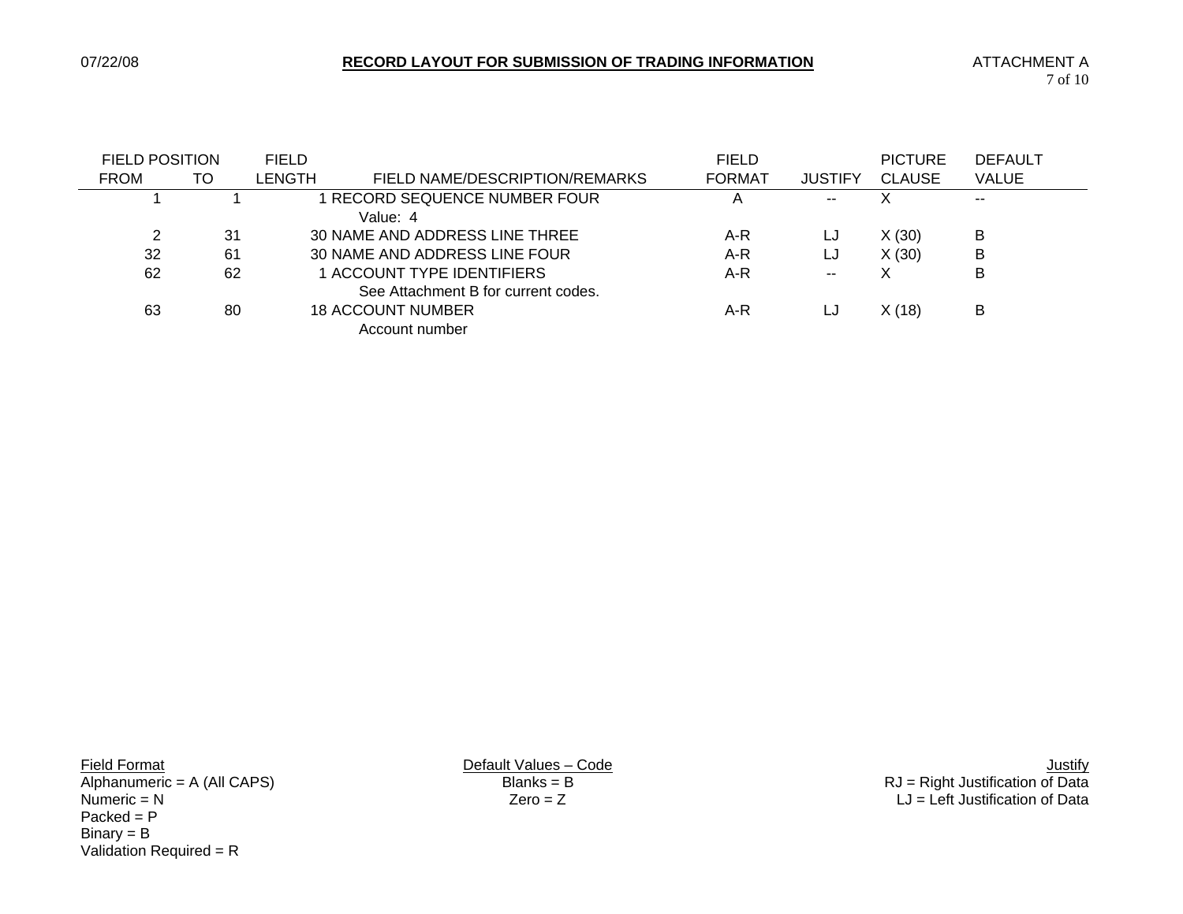## RECORD LAYOUT FOR SUBMISSION OF TRADING INFORMATION

| FIELD POSITION FROM | TO | FIELD LENGTH | FIELD NAME/DESCRIPTION/REMARKS | FIELD FORMAT | JUSTIFY | PICTURE CLAUSE | DEFAULT VALUE |
|---|---|---|---|---|---|---|---|
| 1 | 1 | 1 | RECORD SEQUENCE NUMBER FOUR<br>Value: 4 | A | -- | X | -- |
| 2 | 31 | 30 | NAME AND ADDRESS LINE THREE | A-R | LJ | X (30) | B |
| 32 | 61 | 30 | NAME AND ADDRESS LINE FOUR | A-R | LJ | X (30) | B |
| 62 | 62 | 1 | ACCOUNT TYPE IDENTIFIERS<br>See Attachment B for current codes. | A-R | -- | X | B |
| 63 | 80 | 18 | ACCOUNT NUMBER<br>Account number | A-R | LJ | X (18) | B |

Field Format
Alphanumeric = A (All CAPS)
Numeric = N
Packed = P
Binary = B
Validation Required = R

Default Values – Code
Blanks = B
Zero = Z

Justify
RJ = Right Justification of Data
LJ = Left Justification of Data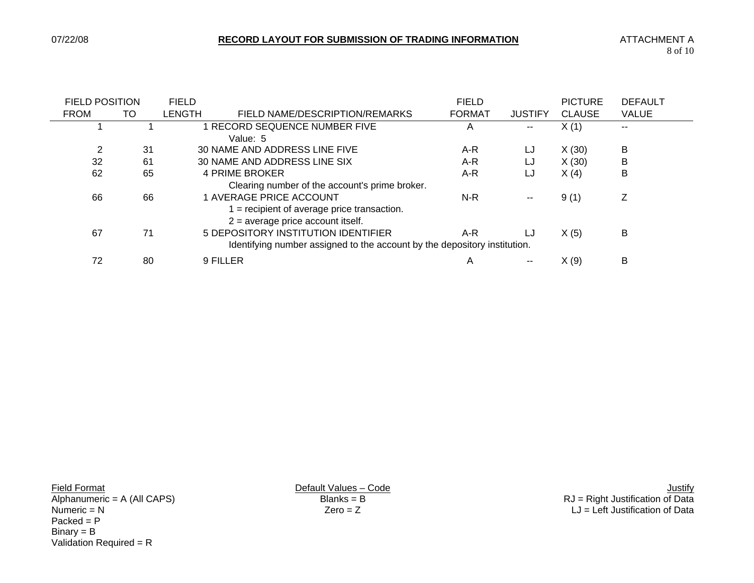# RECORD LAYOUT FOR SUBMISSION OF TRADING INFORMATION

| FIELD POSITION FROM | TO | FIELD LENGTH | FIELD NAME/DESCRIPTION/REMARKS | FIELD FORMAT | JUSTIFY | PICTURE CLAUSE | DEFAULT VALUE |
|---|---|---|---|---|---|---|---|
| 1 | 1 | 1 | RECORD SEQUENCE NUMBER FIVE<br>Value: 5 | A | -- | X (1) | -- |
| 2 | 31 | 30 | NAME AND ADDRESS LINE FIVE | A-R | LJ | X (30) | B |
| 32 | 61 | 30 | NAME AND ADDRESS LINE SIX | A-R | LJ | X (30) | B |
| 62 | 65 | 4 | PRIME BROKER<br>Clearing number of the account's prime broker. | A-R | LJ | X (4) | B |
| 66 | 66 | 1 | AVERAGE PRICE ACCOUNT<br>1 = recipient of average price transaction.<br>2 = average price account itself. | N-R | -- | 9 (1) | Z |
| 67 | 71 | 5 | DEPOSITORY INSTITUTION IDENTIFIER<br>Identifying number assigned to the account by the depository institution. | A-R | LJ | X (5) | B |
| 72 | 80 | 9 | FILLER | A | -- | X (9) | B |

**Field Format**
Alphanumeric = A (All CAPS)
Numeric = N
Packed = P
Binary = B
Validation Required = R

**Default Values – Code**
Blanks = B
Zero = Z

**Justify**
RJ = Right Justification of Data
LJ = Left Justification of Data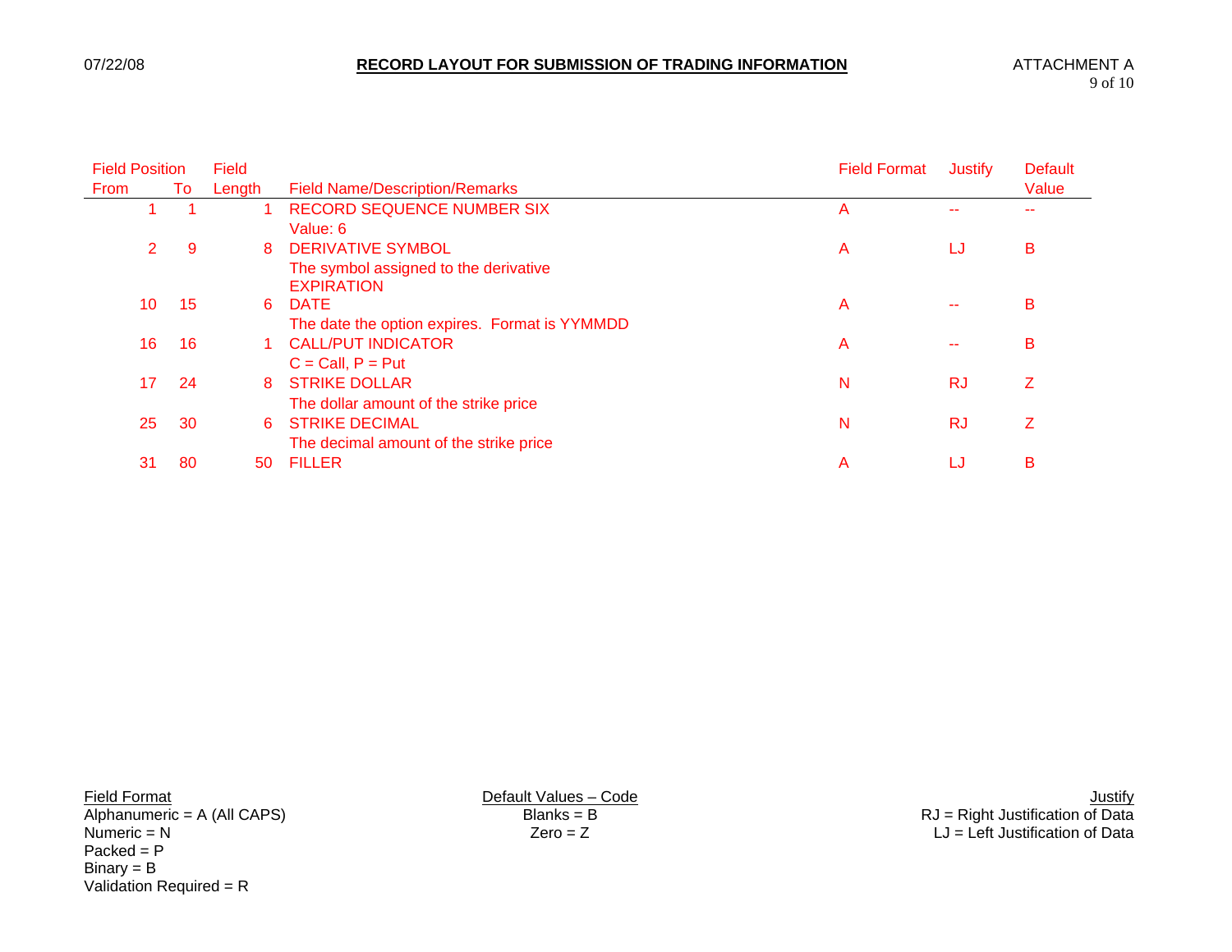# RECORD LAYOUT FOR SUBMISSION OF TRADING INFORMATION

ATTACHMENT A

| Field Position From | To | Field Length | Field Name/Description/Remarks | Field Format | Justify | Default Value |
|---|---|---|---|---|---|---|
| 1 | 1 | 1 | RECORD SEQUENCE NUMBER SIX<br>Value: 6 | A | -- | -- |
| 2 | 9 | 8 | DERIVATIVE SYMBOL<br>The symbol assigned to the derivative | A | LJ | B |
| 10 | 15 | 6 | EXPIRATION DATE<br>The date the option expires. Format is YYMMDD | A | -- | B |
| 16 | 16 | 1 | CALL/PUT INDICATOR<br>C = Call, P = Put | A | -- | B |
| 17 | 24 | 8 | STRIKE DOLLAR<br>The dollar amount of the strike price | N | RJ | Z |
| 25 | 30 | 6 | STRIKE DECIMAL<br>The decimal amount of the strike price | N | RJ | Z |
| 31 | 80 | 50 | FILLER | A | LJ | B |

**Field Format**
Alphanumeric = A (All CAPS)
Numeric = N
Packed = P
Binary = B
Validation Required = R

**Default Values – Code**
Blanks = B
Zero = Z

**Justify**
RJ = Right Justification of Data
LJ = Left Justification of Data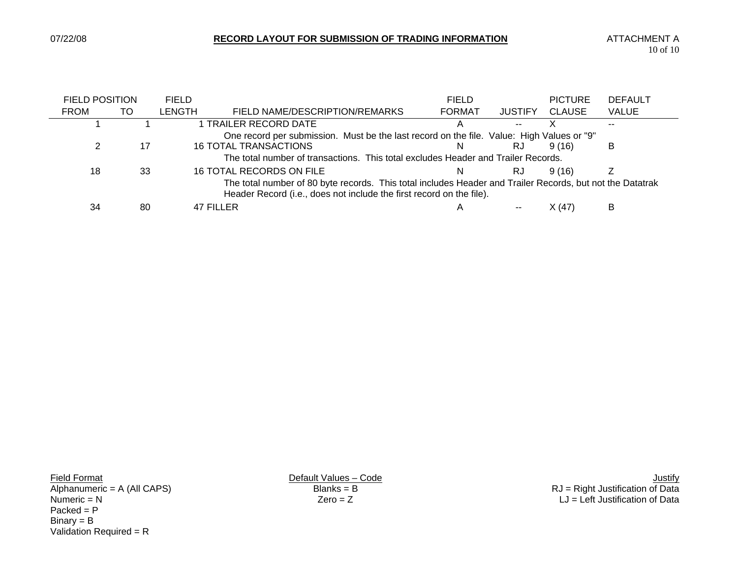# RECORD LAYOUT FOR SUBMISSION OF TRADING INFORMATION

ATTACHMENT A

| FIELD POSITION FROM | TO | FIELD LENGTH | FIELD NAME/DESCRIPTION/REMARKS | FIELD FORMAT | JUSTIFY | PICTURE CLAUSE | DEFAULT VALUE |
|---|---|---|---|---|---|---|---|
| 1 | 1 | 1 | TRAILER RECORD DATE | A | -- | X | -- |
| | | | One record per submission. Must be the last record on the file. Value: High Values or "9" | | | | |
| 2 | 17 | 16 | TOTAL TRANSACTIONS | N | RJ | 9 (16) | B |
| | | | The total number of transactions. This total excludes Header and Trailer Records. | | | | |
| 18 | 33 | 16 | TOTAL RECORDS ON FILE | N | RJ | 9 (16) | Z |
| | | | The total number of 80 byte records. This total includes Header and Trailer Records, but not the Datatrak Header Record (i.e., does not include the first record on the file). | | | | |
| 34 | 80 | 47 | FILLER | A | -- | X (47) | B |

Field Format
Alphanumeric = A (All CAPS)
Numeric = N
Packed = P
Binary = B
Validation Required = R

Default Values – Code
Blanks = B
Zero = Z

Justify
RJ = Right Justification of Data
LJ = Left Justification of Data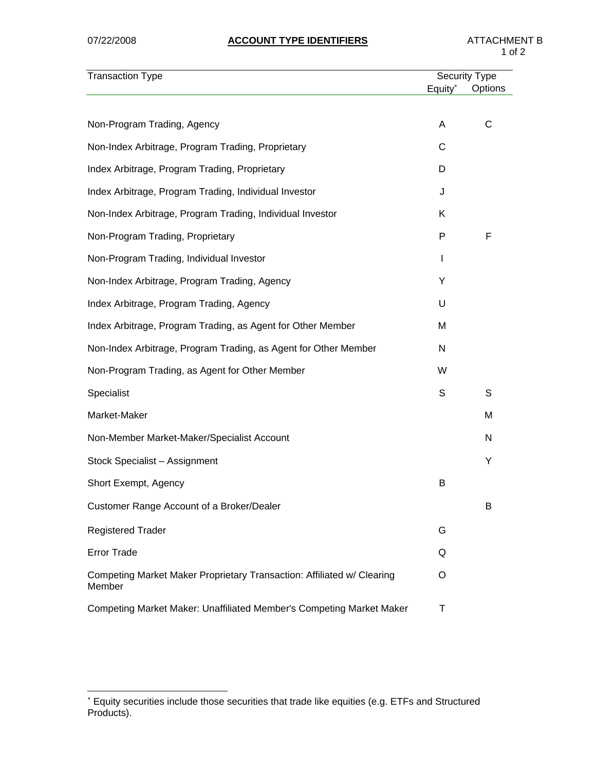07/22/2008

# ACCOUNT TYPE IDENTIFIERS

ATTACHMENT B

| Transaction Type | Security Type | |
|---|---|---|
| | Equity* | Options |
| Non-Program Trading, Agency | A | C |
| Non-Index Arbitrage, Program Trading, Proprietary | C | |
| Index Arbitrage, Program Trading, Proprietary | D | |
| Index Arbitrage, Program Trading, Individual Investor | J | |
| Non-Index Arbitrage, Program Trading, Individual Investor | K | |
| Non-Program Trading, Proprietary | P | F |
| Non-Program Trading, Individual Investor | I | |
| Non-Index Arbitrage, Program Trading, Agency | Y | |
| Index Arbitrage, Program Trading, Agency | U | |
| Index Arbitrage, Program Trading, as Agent for Other Member | M | |
| Non-Index Arbitrage, Program Trading, as Agent for Other Member | N | |
| Non-Program Trading, as Agent for Other Member | W | |
| Specialist | S | S |
| Market-Maker | | M |
| Non-Member Market-Maker/Specialist Account | | N |
| Stock Specialist – Assignment | | Y |
| Short Exempt, Agency | B | |
| Customer Range Account of a Broker/Dealer | | B |
| Registered Trader | G | |
| Error Trade | Q | |
| Competing Market Maker Proprietary Transaction: Affiliated w/ Clearing Member | O | |
| Competing Market Maker: Unaffiliated Member's Competing Market Maker | T | |

* Equity securities include those securities that trade like equities (e.g. ETFs and Structured Products).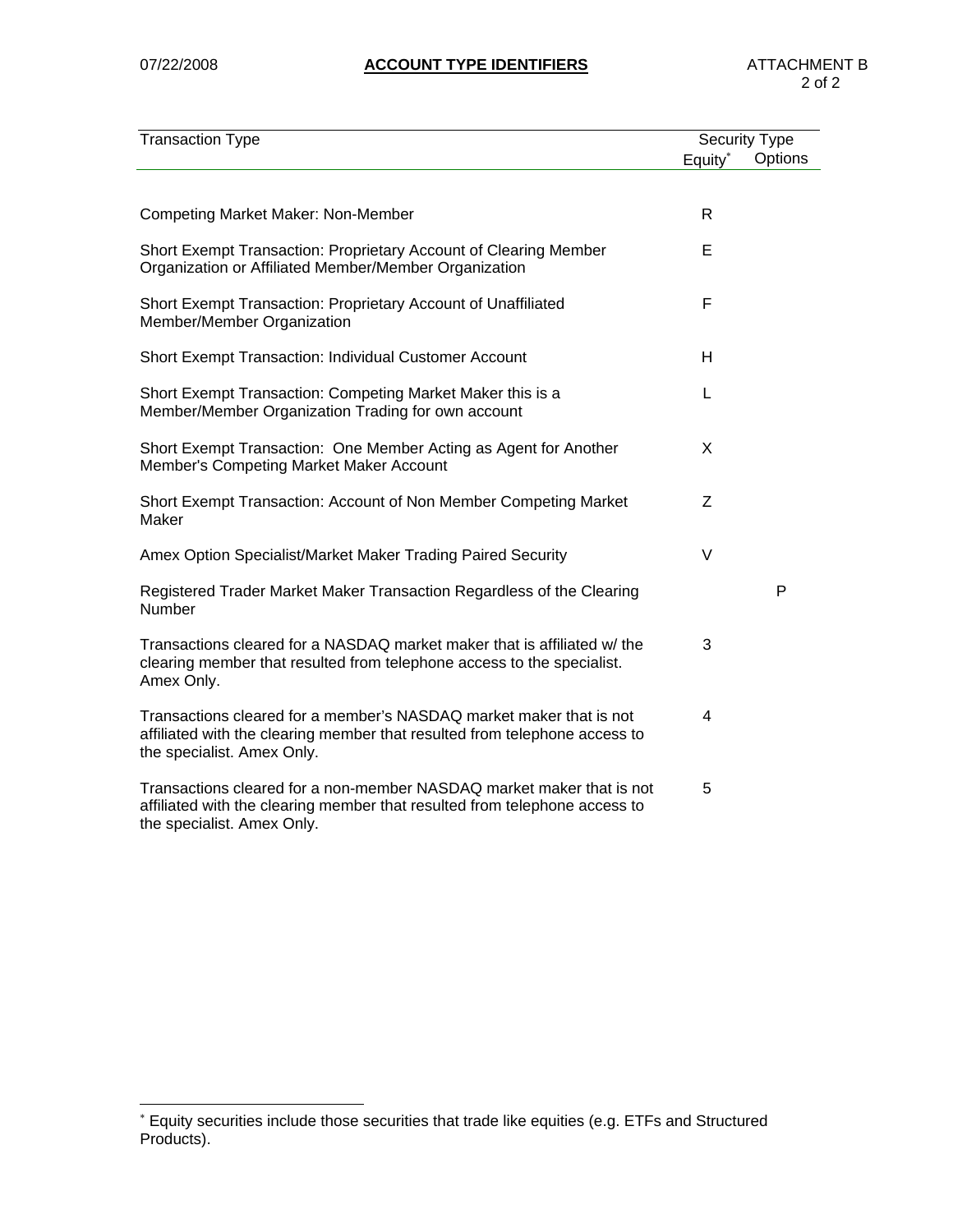## ACCOUNT TYPE IDENTIFIERS

| Transaction Type | Security Type | |
|---|---|---|
| | Equity* | Options |
| Competing Market Maker: Non-Member | R | |
| Short Exempt Transaction: Proprietary Account of Clearing Member Organization or Affiliated Member/Member Organization | E | |
| Short Exempt Transaction: Proprietary Account of Unaffiliated Member/Member Organization | F | |
| Short Exempt Transaction: Individual Customer Account | H | |
| Short Exempt Transaction: Competing Market Maker this is a Member/Member Organization Trading for own account | L | |
| Short Exempt Transaction: One Member Acting as Agent for Another Member's Competing Market Maker Account | X | |
| Short Exempt Transaction: Account of Non Member Competing Market Maker | Z | |
| Amex Option Specialist/Market Maker Trading Paired Security | V | |
| Registered Trader Market Maker Transaction Regardless of the Clearing Number | | P |
| Transactions cleared for a NASDAQ market maker that is affiliated w/ the clearing member that resulted from telephone access to the specialist. Amex Only. | 3 | |
| Transactions cleared for a member's NASDAQ market maker that is not affiliated with the clearing member that resulted from telephone access to the specialist. Amex Only. | 4 | |
| Transactions cleared for a non-member NASDAQ market maker that is not affiliated with the clearing member that resulted from telephone access to the specialist. Amex Only. | 5 | |

* Equity securities include those securities that trade like equities (e.g. ETFs and Structured Products).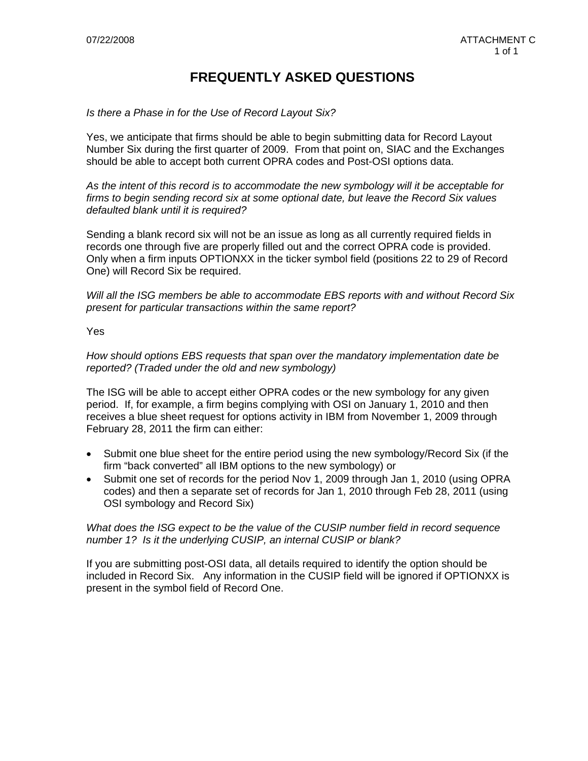# FREQUENTLY ASKED QUESTIONS

*Is there a Phase in for the Use of Record Layout Six?*

Yes, we anticipate that firms should be able to begin submitting data for Record Layout Number Six during the first quarter of 2009. From that point on, SIAC and the Exchanges should be able to accept both current OPRA codes and Post-OSI options data.

*As the intent of this record is to accommodate the new symbology will it be acceptable for firms to begin sending record six at some optional date, but leave the Record Six values defaulted blank until it is required?*

Sending a blank record six will not be an issue as long as all currently required fields in records one through five are properly filled out and the correct OPRA code is provided. Only when a firm inputs OPTIONXX in the ticker symbol field (positions 22 to 29 of Record One) will Record Six be required.

*Will all the ISG members be able to accommodate EBS reports with and without Record Six present for particular transactions within the same report?*

Yes

*How should options EBS requests that span over the mandatory implementation date be reported? (Traded under the old and new symbology)*

The ISG will be able to accept either OPRA codes or the new symbology for any given period. If, for example, a firm begins complying with OSI on January 1, 2010 and then receives a blue sheet request for options activity in IBM from November 1, 2009 through February 28, 2011 the firm can either:

- Submit one blue sheet for the entire period using the new symbology/Record Six (if the firm "back converted" all IBM options to the new symbology) or
- Submit one set of records for the period Nov 1, 2009 through Jan 1, 2010 (using OPRA codes) and then a separate set of records for Jan 1, 2010 through Feb 28, 2011 (using OSI symbology and Record Six)

*What does the ISG expect to be the value of the CUSIP number field in record sequence number 1? Is it the underlying CUSIP, an internal CUSIP or blank?*

If you are submitting post-OSI data, all details required to identify the option should be included in Record Six. Any information in the CUSIP field will be ignored if OPTIONXX is present in the symbol field of Record One.